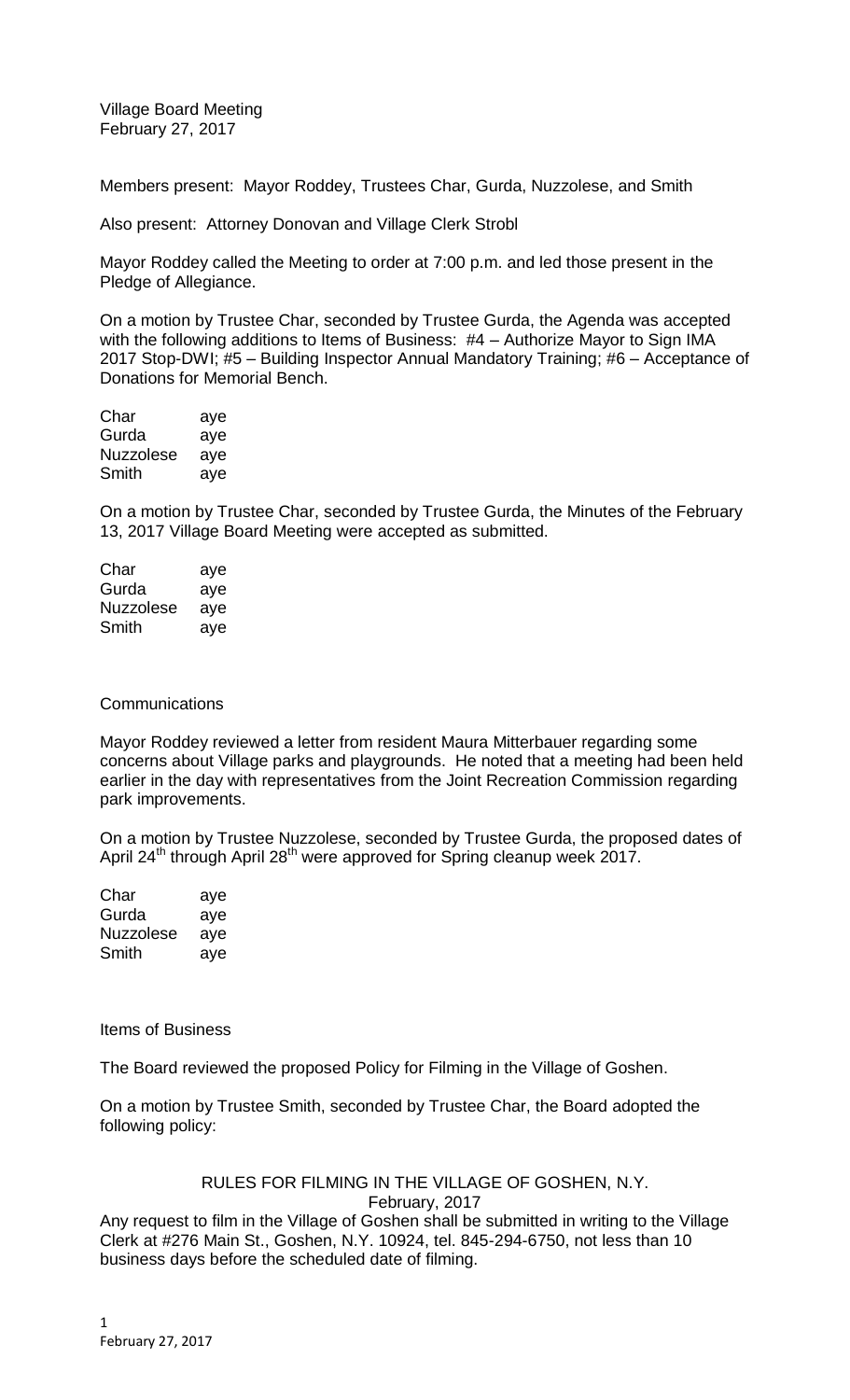Village Board Meeting
February 27, 2017

Members present: Mayor Roddey, Trustees Char, Gurda, Nuzzolese, and Smith

Also present: Attorney Donovan and Village Clerk Strobl

Mayor Roddey called the Meeting to order at 7:00 p.m. and led those present in the Pledge of Allegiance.

On a motion by Trustee Char, seconded by Trustee Gurda, the Agenda was accepted with the following additions to Items of Business: #4 – Authorize Mayor to Sign IMA 2017 Stop-DWI; #5 – Building Inspector Annual Mandatory Training; #6 – Acceptance of Donations for Memorial Bench.

| | |
|---|---|
| Char | aye |
| Gurda | aye |
| Nuzzolese | aye |
| Smith | aye |

On a motion by Trustee Char, seconded by Trustee Gurda, the Minutes of the February 13, 2017 Village Board Meeting were accepted as submitted.

| | |
|---|---|
| Char | aye |
| Gurda | aye |
| Nuzzolese | aye |
| Smith | aye |

Communications

Mayor Roddey reviewed a letter from resident Maura Mitterbauer regarding some concerns about Village parks and playgrounds. He noted that a meeting had been held earlier in the day with representatives from the Joint Recreation Commission regarding park improvements.

On a motion by Trustee Nuzzolese, seconded by Trustee Gurda, the proposed dates of April 24th through April 28th were approved for Spring cleanup week 2017.

| | |
|---|---|
| Char | aye |
| Gurda | aye |
| Nuzzolese | aye |
| Smith | aye |

Items of Business

The Board reviewed the proposed Policy for Filming in the Village of Goshen.

On a motion by Trustee Smith, seconded by Trustee Char, the Board adopted the following policy:

RULES FOR FILMING IN THE VILLAGE OF GOSHEN, N.Y.
February, 2017

Any request to film in the Village of Goshen shall be submitted in writing to the Village Clerk at #276 Main St., Goshen, N.Y. 10924, tel. 845-294-6750, not less than 10 business days before the scheduled date of filming.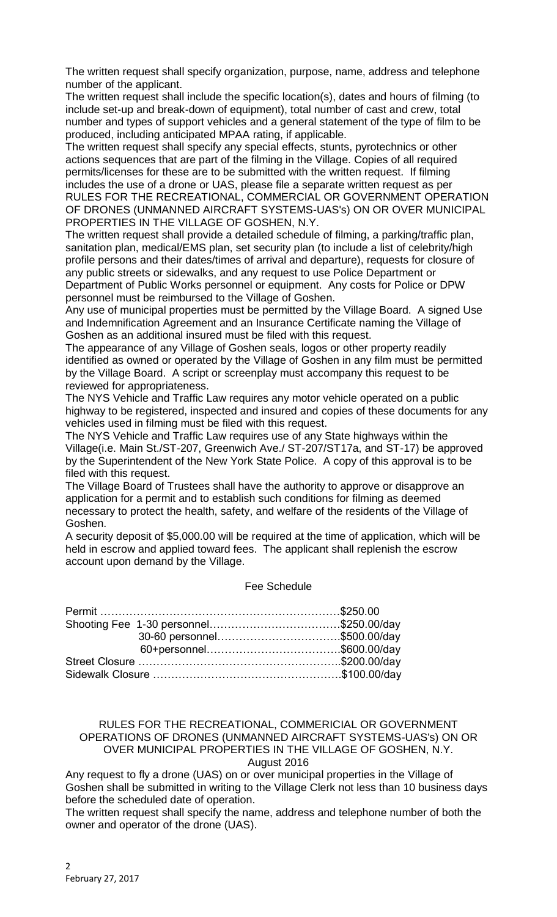The written request shall specify organization, purpose, name, address and telephone number of the applicant.

The written request shall include the specific location(s), dates and hours of filming (to include set-up and break-down of equipment), total number of cast and crew, total number and types of support vehicles and a general statement of the type of film to be produced, including anticipated MPAA rating, if applicable.

The written request shall specify any special effects, stunts, pyrotechnics or other actions sequences that are part of the filming in the Village. Copies of all required permits/licenses for these are to be submitted with the written request. If filming includes the use of a drone or UAS, please file a separate written request as per RULES FOR THE RECREATIONAL, COMMERCIAL OR GOVERNMENT OPERATION OF DRONES (UNMANNED AIRCRAFT SYSTEMS-UAS's) ON OR OVER MUNICIPAL PROPERTIES IN THE VILLAGE OF GOSHEN, N.Y.

The written request shall provide a detailed schedule of filming, a parking/traffic plan, sanitation plan, medical/EMS plan, set security plan (to include a list of celebrity/high profile persons and their dates/times of arrival and departure), requests for closure of any public streets or sidewalks, and any request to use Police Department or Department of Public Works personnel or equipment. Any costs for Police or DPW personnel must be reimbursed to the Village of Goshen.

Any use of municipal properties must be permitted by the Village Board. A signed Use and Indemnification Agreement and an Insurance Certificate naming the Village of Goshen as an additional insured must be filed with this request.

The appearance of any Village of Goshen seals, logos or other property readily identified as owned or operated by the Village of Goshen in any film must be permitted by the Village Board. A script or screenplay must accompany this request to be reviewed for appropriateness.

The NYS Vehicle and Traffic Law requires any motor vehicle operated on a public highway to be registered, inspected and insured and copies of these documents for any vehicles used in filming must be filed with this request.

The NYS Vehicle and Traffic Law requires use of any State highways within the Village(i.e. Main St./ST-207, Greenwich Ave./ ST-207/ST17a, and ST-17) be approved by the Superintendent of the New York State Police. A copy of this approval is to be filed with this request.

The Village Board of Trustees shall have the authority to approve or disapprove an application for a permit and to establish such conditions for filming as deemed necessary to protect the health, safety, and welfare of the residents of the Village of Goshen.

A security deposit of $5,000.00 will be required at the time of application, which will be held in escrow and applied toward fees. The applicant shall replenish the escrow account upon demand by the Village.

Fee Schedule

| | | |
|---|---|---|
| Permit | | $250.00 |
| Shooting Fee | 1-30 personnel | $250.00/day |
| | 30-60 personnel | $500.00/day |
| | 60+personnel | $600.00/day |
| Street Closure | | $200.00/day |
| Sidewalk Closure | | $100.00/day |

## RULES FOR THE RECREATIONAL, COMMERICIAL OR GOVERNMENT OPERATIONS OF DRONES (UNMANNED AIRCRAFT SYSTEMS-UAS's) ON OR OVER MUNICIPAL PROPERTIES IN THE VILLAGE OF GOSHEN, N.Y.

August 2016

Any request to fly a drone (UAS) on or over municipal properties in the Village of Goshen shall be submitted in writing to the Village Clerk not less than 10 business days before the scheduled date of operation.

The written request shall specify the name, address and telephone number of both the owner and operator of the drone (UAS).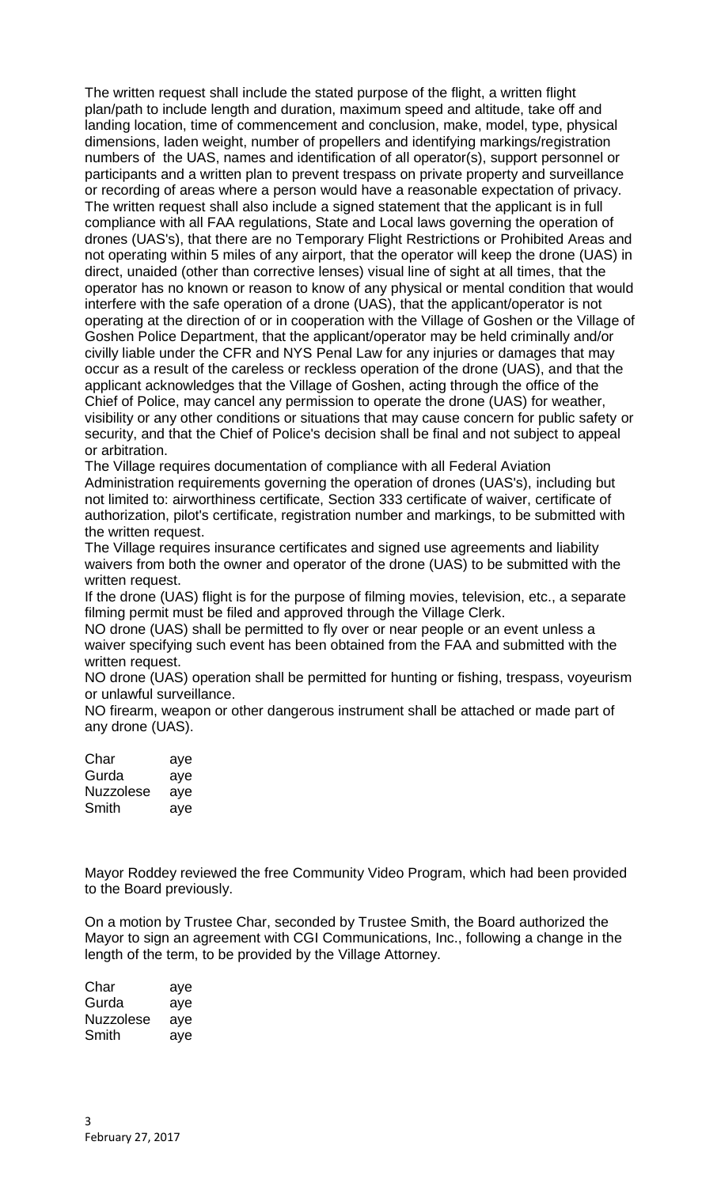The written request shall include the stated purpose of the flight, a written flight plan/path to include length and duration, maximum speed and altitude, take off and landing location, time of commencement and conclusion, make, model, type, physical dimensions, laden weight, number of propellers and identifying markings/registration numbers of the UAS, names and identification of all operator(s), support personnel or participants and a written plan to prevent trespass on private property and surveillance or recording of areas where a person would have a reasonable expectation of privacy. The written request shall also include a signed statement that the applicant is in full compliance with all FAA regulations, State and Local laws governing the operation of drones (UAS's), that there are no Temporary Flight Restrictions or Prohibited Areas and not operating within 5 miles of any airport, that the operator will keep the drone (UAS) in direct, unaided (other than corrective lenses) visual line of sight at all times, that the operator has no known or reason to know of any physical or mental condition that would interfere with the safe operation of a drone (UAS), that the applicant/operator is not operating at the direction of or in cooperation with the Village of Goshen or the Village of Goshen Police Department, that the applicant/operator may be held criminally and/or civilly liable under the CFR and NYS Penal Law for any injuries or damages that may occur as a result of the careless or reckless operation of the drone (UAS), and that the applicant acknowledges that the Village of Goshen, acting through the office of the Chief of Police, may cancel any permission to operate the drone (UAS) for weather, visibility or any other conditions or situations that may cause concern for public safety or security, and that the Chief of Police's decision shall be final and not subject to appeal or arbitration.

The Village requires documentation of compliance with all Federal Aviation Administration requirements governing the operation of drones (UAS's), including but not limited to: airworthiness certificate, Section 333 certificate of waiver, certificate of authorization, pilot's certificate, registration number and markings, to be submitted with the written request.

The Village requires insurance certificates and signed use agreements and liability waivers from both the owner and operator of the drone (UAS) to be submitted with the written request.

If the drone (UAS) flight is for the purpose of filming movies, television, etc., a separate filming permit must be filed and approved through the Village Clerk.

NO drone (UAS) shall be permitted to fly over or near people or an event unless a waiver specifying such event has been obtained from the FAA and submitted with the written request.

NO drone (UAS) operation shall be permitted for hunting or fishing, trespass, voyeurism or unlawful surveillance.

NO firearm, weapon or other dangerous instrument shall be attached or made part of any drone (UAS).

| | |
|---|---|
| Char | aye |
| Gurda | aye |
| Nuzzolese | aye |
| Smith | aye |

Mayor Roddey reviewed the free Community Video Program, which had been provided to the Board previously.

On a motion by Trustee Char, seconded by Trustee Smith, the Board authorized the Mayor to sign an agreement with CGI Communications, Inc., following a change in the length of the term, to be provided by the Village Attorney.

| | |
|---|---|
| Char | aye |
| Gurda | aye |
| Nuzzolese | aye |
| Smith | aye |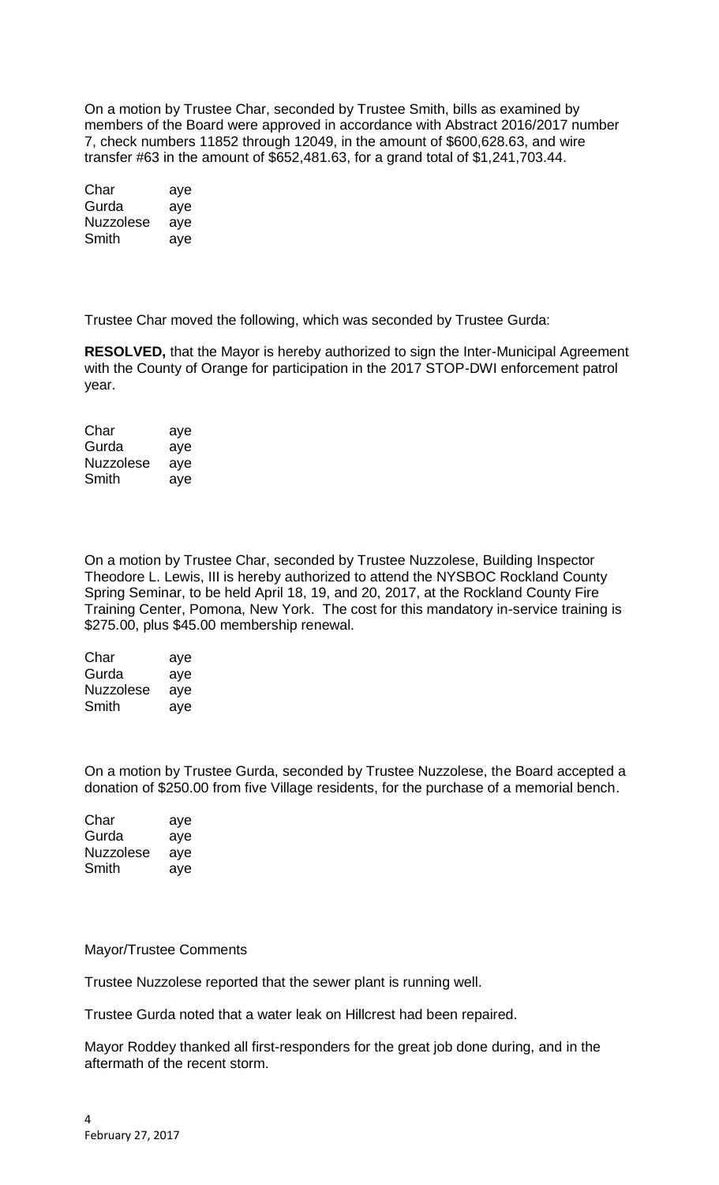On a motion by Trustee Char, seconded by Trustee Smith, bills as examined by members of the Board were approved in accordance with Abstract 2016/2017 number 7, check numbers 11852 through 12049, in the amount of $600,628.63, and wire transfer #63 in the amount of $652,481.63, for a grand total of $1,241,703.44.

| | |
|---|---|
| Char | aye |
| Gurda | aye |
| Nuzzolese | aye |
| Smith | aye |

Trustee Char moved the following, which was seconded by Trustee Gurda:

**RESOLVED,** that the Mayor is hereby authorized to sign the Inter-Municipal Agreement with the County of Orange for participation in the 2017 STOP-DWI enforcement patrol year.

| | |
|---|---|
| Char | aye |
| Gurda | aye |
| Nuzzolese | aye |
| Smith | aye |

On a motion by Trustee Char, seconded by Trustee Nuzzolese, Building Inspector Theodore L. Lewis, III is hereby authorized to attend the NYSBOC Rockland County Spring Seminar, to be held April 18, 19, and 20, 2017, at the Rockland County Fire Training Center, Pomona, New York. The cost for this mandatory in-service training is $275.00, plus $45.00 membership renewal.

| | |
|---|---|
| Char | aye |
| Gurda | aye |
| Nuzzolese | aye |
| Smith | aye |

On a motion by Trustee Gurda, seconded by Trustee Nuzzolese, the Board accepted a donation of $250.00 from five Village residents, for the purchase of a memorial bench.

| | |
|---|---|
| Char | aye |
| Gurda | aye |
| Nuzzolese | aye |
| Smith | aye |

Mayor/Trustee Comments

Trustee Nuzzolese reported that the sewer plant is running well.

Trustee Gurda noted that a water leak on Hillcrest had been repaired.

Mayor Roddey thanked all first-responders for the great job done during, and in the aftermath of the recent storm.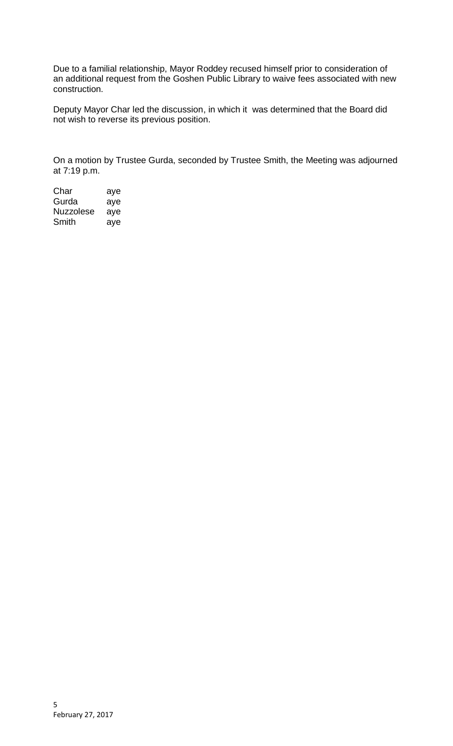Due to a familial relationship, Mayor Roddey recused himself prior to consideration of an additional request from the Goshen Public Library to waive fees associated with new construction.

Deputy Mayor Char led the discussion, in which it was determined that the Board did not wish to reverse its previous position.

On a motion by Trustee Gurda, seconded by Trustee Smith, the Meeting was adjourned at 7:19 p.m.

| | |
|---|---|
| Char | aye |
| Gurda | aye |
| Nuzzolese | aye |
| Smith | aye |